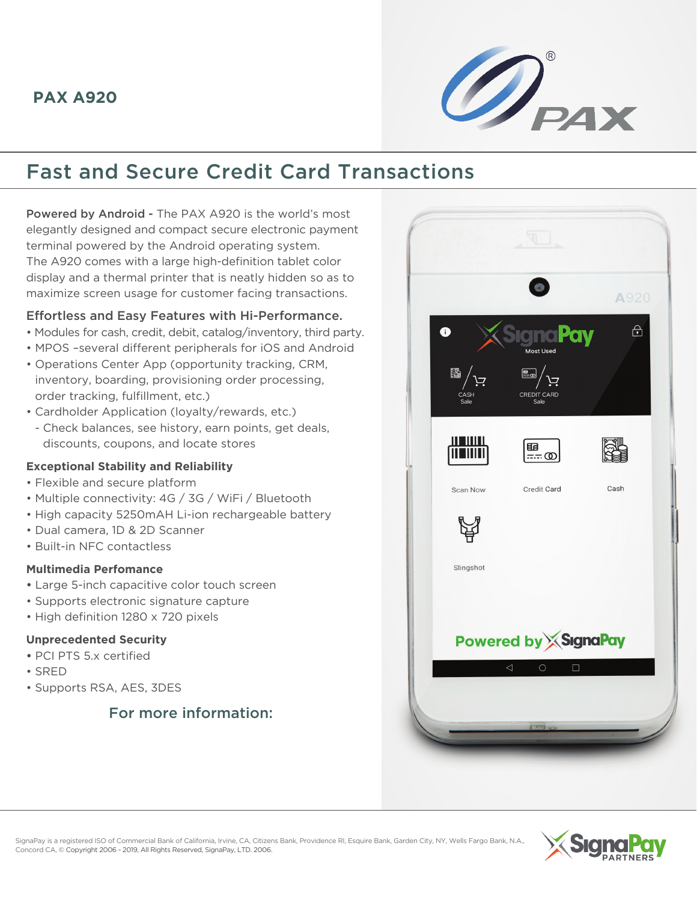# PAX A920

## Fast and Secure Credit Card Transactions

**Powered by Android -** The PAX A920 is the world's most elegantly designed and compact secure electronic payment terminal powered by the Android operating system. The A920 comes with a large high-definition tablet color display and a thermal printer that is neatly hidden so as to maximize screen usage for customer facing transactions.

### Effortless and Easy Features with Hi-Performance.

- Modules for cash, credit, debit, catalog/inventory, third party.
- MPOS –several different peripherals for iOS and Android
- Operations Center App (opportunity tracking, CRM, inventory, boarding, provisioning order processing, order tracking, fulfillment, etc.)
- Cardholder Application (loyalty/rewards, etc.)
  - Check balances, see history, earn points, get deals, discounts, coupons, and locate stores

### Exceptional Stability and Reliability

- Flexible and secure platform
- Multiple connectivity: 4G / 3G / WiFi / Bluetooth
- High capacity 5250mAH Li-ion rechargeable battery
- Dual camera, 1D & 2D Scanner
- Built-in NFC contactless

### Multimedia Perfomance

- Large 5-inch capacitive color touch screen
- Supports electronic signature capture
- High definition 1280 x 720 pixels

### Unprecedented Security

- PCI PTS 5.x certified
- SRED
- Supports RSA, AES, 3DES

For more information:

SignaPay is a registered ISO of Commercial Bank of California, Irvine, CA, Citizens Bank, Providence RI, Esquire Bank, Garden City, NY, Wells Fargo Bank, N.A., Concord CA, © Copyright 2006 - 2019, All Rights Reserved, SignaPay, LTD. 2006.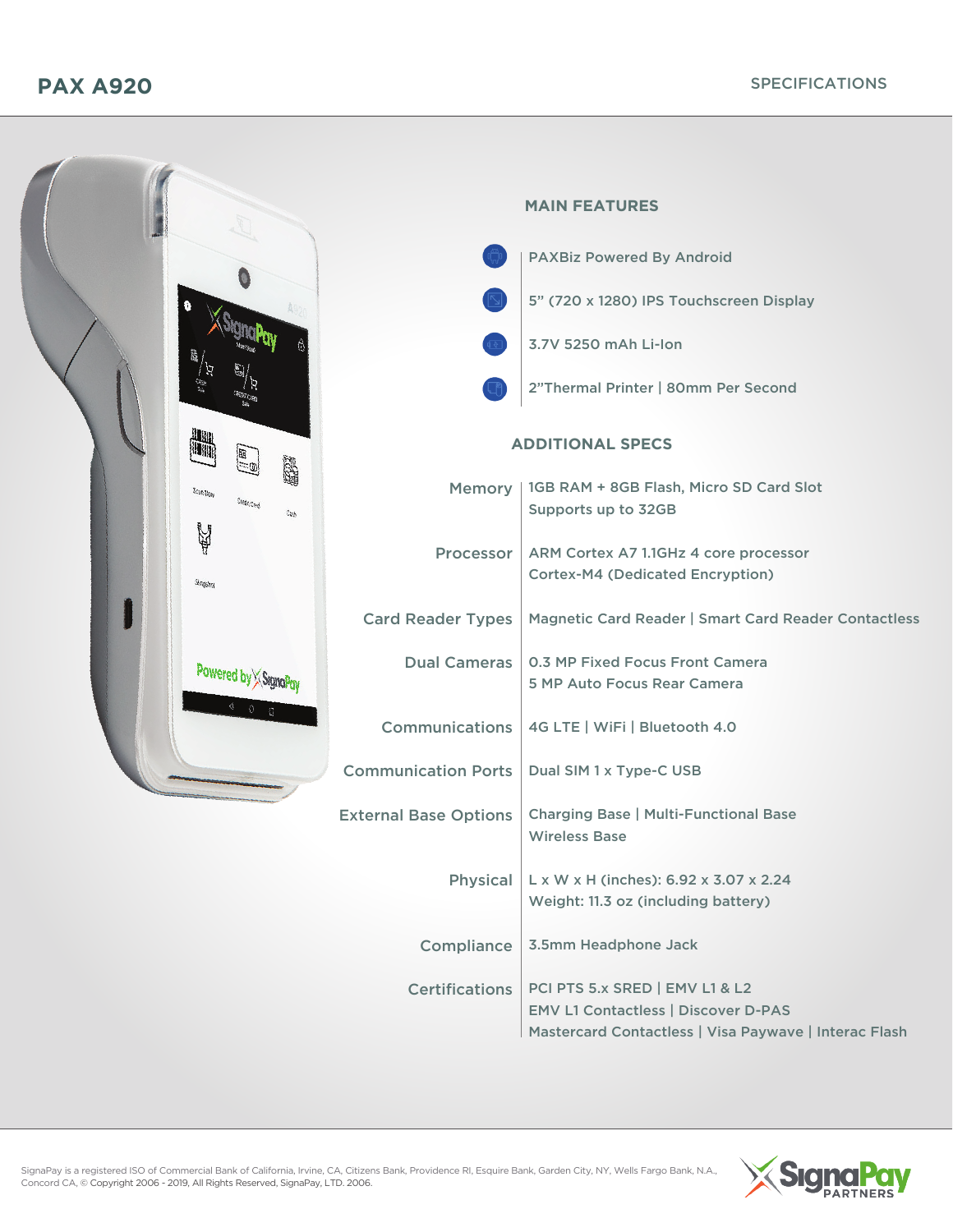# PAX A920

SPECIFICATIONS

## MAIN FEATURES

- PAXBiz Powered By Android
- 5" (720 x 1280) IPS Touchscreen Display
- 3.7V 5250 mAh Li-Ion
- 2"Thermal Printer | 80mm Per Second

## ADDITIONAL SPECS

| | |
|---|---|
| Memory | 1GB RAM + 8GB Flash, Micro SD Card Slot Supports up to 32GB |
| Processor | ARM Cortex A7 1.1GHz 4 core processor Cortex-M4 (Dedicated Encryption) |
| Card Reader Types | Magnetic Card Reader \| Smart Card Reader Contactless |
| Dual Cameras | 0.3 MP Fixed Focus Front Camera 5 MP Auto Focus Rear Camera |
| Communications | 4G LTE \| WiFi \| Bluetooth 4.0 |
| Communication Ports | Dual SIM 1 x Type-C USB |
| External Base Options | Charging Base \| Multi-Functional Base Wireless Base |
| Physical | L x W x H (inches): 6.92 x 3.07 x 2.24 Weight: 11.3 oz (including battery) |
| Compliance | 3.5mm Headphone Jack |
| Certifications | PCI PTS 5.x SRED \| EMV L1 & L2 EMV L1 Contactless \| Discover D-PAS Mastercard Contactless \| Visa Paywave \| Interac Flash |

SignaPay is a registered ISO of Commercial Bank of California, Irvine, CA, Citizens Bank, Providence RI, Esquire Bank, Garden City, NY, Wells Fargo Bank, N.A., Concord CA, © Copyright 2006 - 2019, All Rights Reserved, SignaPay, LTD. 2006.

SignaPay PARTNERS